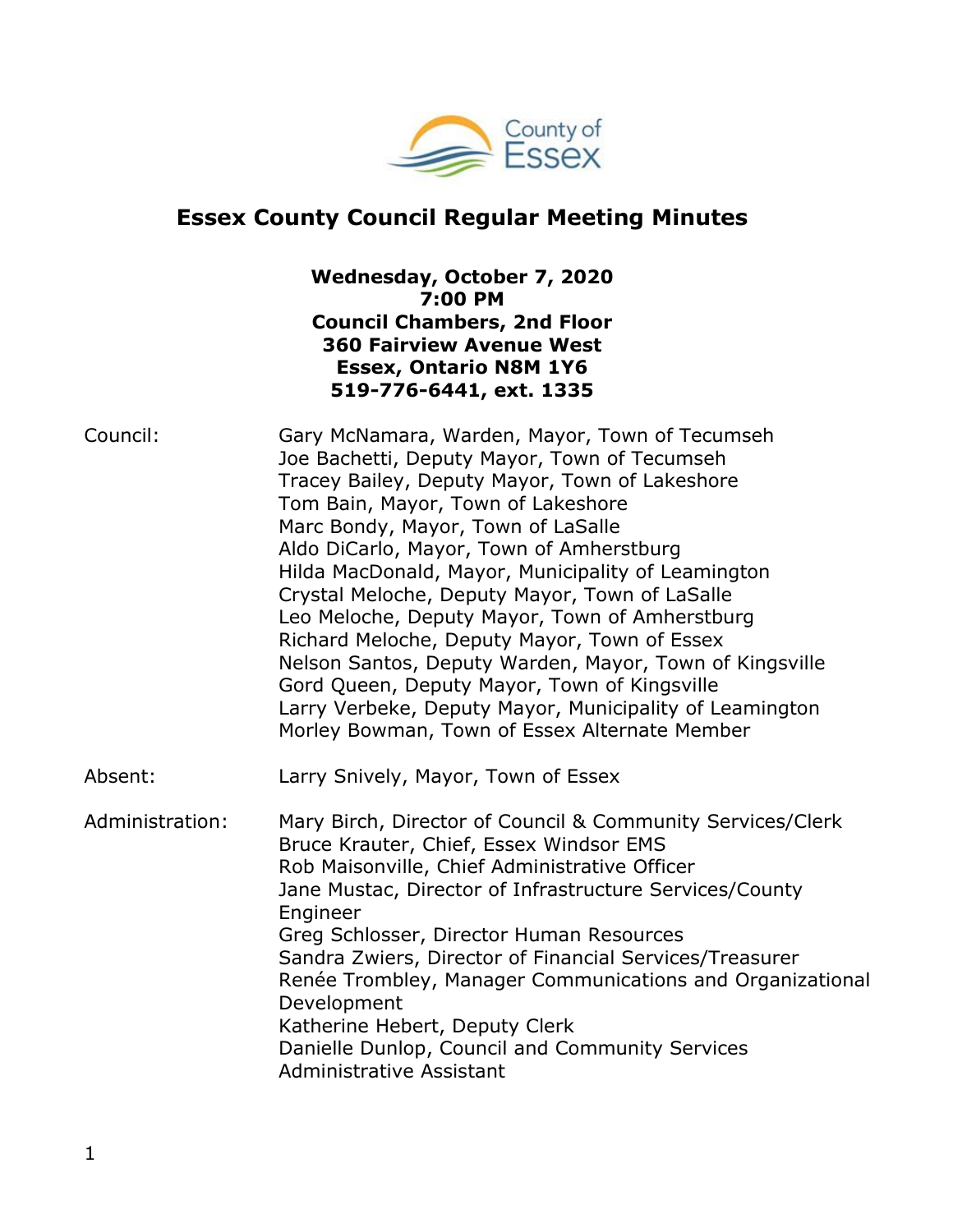# Essex County Council Regular Meeting Minutes

**Wednesday, October 7, 2020**
**7:00 PM**
**Council Chambers, 2nd Floor**
**360 Fairview Avenue West**
**Essex, Ontario N8M 1Y6**
**519-776-6441, ext. 1335**

| | |
|---|---|
| Council: | Gary McNamara, Warden, Mayor, Town of Tecumseh<br>Joe Bachetti, Deputy Mayor, Town of Tecumseh<br>Tracey Bailey, Deputy Mayor, Town of Lakeshore<br>Tom Bain, Mayor, Town of Lakeshore<br>Marc Bondy, Mayor, Town of LaSalle<br>Aldo DiCarlo, Mayor, Town of Amherstburg<br>Hilda MacDonald, Mayor, Municipality of Leamington<br>Crystal Meloche, Deputy Mayor, Town of LaSalle<br>Leo Meloche, Deputy Mayor, Town of Amherstburg<br>Richard Meloche, Deputy Mayor, Town of Essex<br>Nelson Santos, Deputy Warden, Mayor, Town of Kingsville<br>Gord Queen, Deputy Mayor, Town of Kingsville<br>Larry Verbeke, Deputy Mayor, Municipality of Leamington<br>Morley Bowman, Town of Essex Alternate Member |
| Absent: | Larry Snively, Mayor, Town of Essex |
| Administration: | Mary Birch, Director of Council & Community Services/Clerk<br>Bruce Krauter, Chief, Essex Windsor EMS<br>Rob Maisonville, Chief Administrative Officer<br>Jane Mustac, Director of Infrastructure Services/County Engineer<br>Greg Schlosser, Director Human Resources<br>Sandra Zwiers, Director of Financial Services/Treasurer<br>Renée Trombley, Manager Communications and Organizational Development<br>Katherine Hebert, Deputy Clerk<br>Danielle Dunlop, Council and Community Services Administrative Assistant |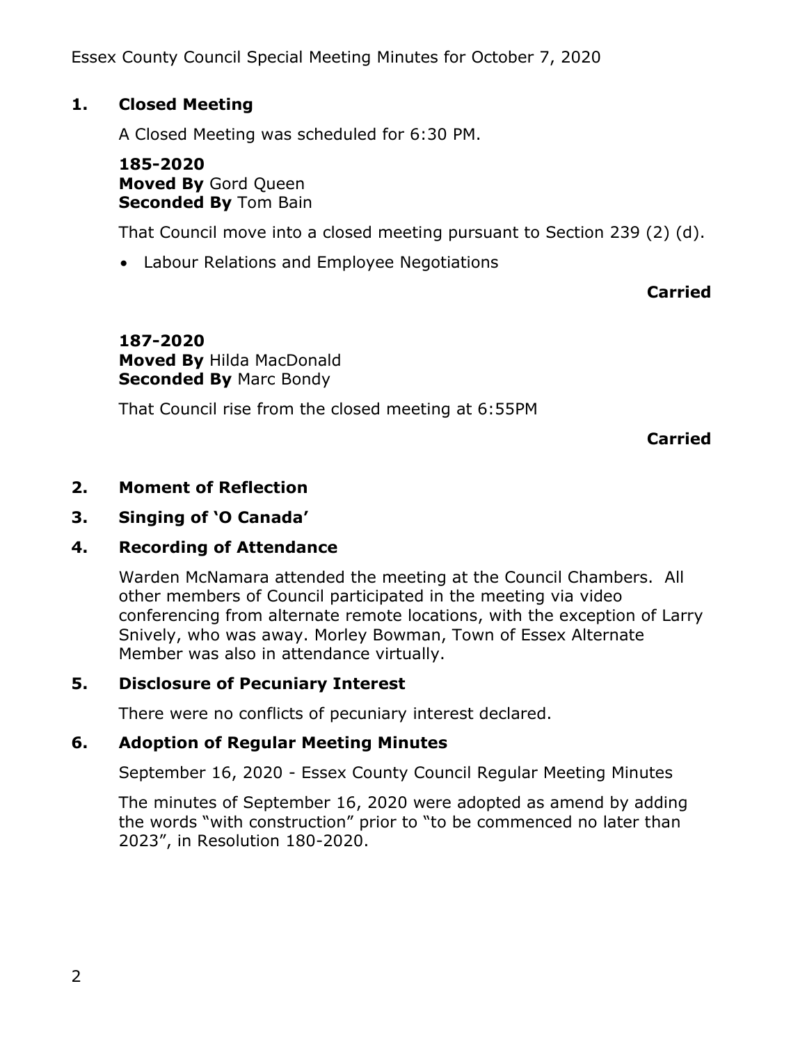## 1. Closed Meeting

A Closed Meeting was scheduled for 6:30 PM.

**185-2020**
**Moved By** Gord Queen
**Seconded By** Tom Bain

That Council move into a closed meeting pursuant to Section 239 (2) (d).

- Labour Relations and Employee Negotiations

**Carried**

**187-2020**
**Moved By** Hilda MacDonald
**Seconded By** Marc Bondy

That Council rise from the closed meeting at 6:55PM

**Carried**

## 2. Moment of Reflection

## 3. Singing of 'O Canada'

## 4. Recording of Attendance

Warden McNamara attended the meeting at the Council Chambers. All other members of Council participated in the meeting via video conferencing from alternate remote locations, with the exception of Larry Snively, who was away. Morley Bowman, Town of Essex Alternate Member was also in attendance virtually.

## 5. Disclosure of Pecuniary Interest

There were no conflicts of pecuniary interest declared.

## 6. Adoption of Regular Meeting Minutes

September 16, 2020 - Essex County Council Regular Meeting Minutes

The minutes of September 16, 2020 were adopted as amend by adding the words "with construction" prior to "to be commenced no later than 2023", in Resolution 180-2020.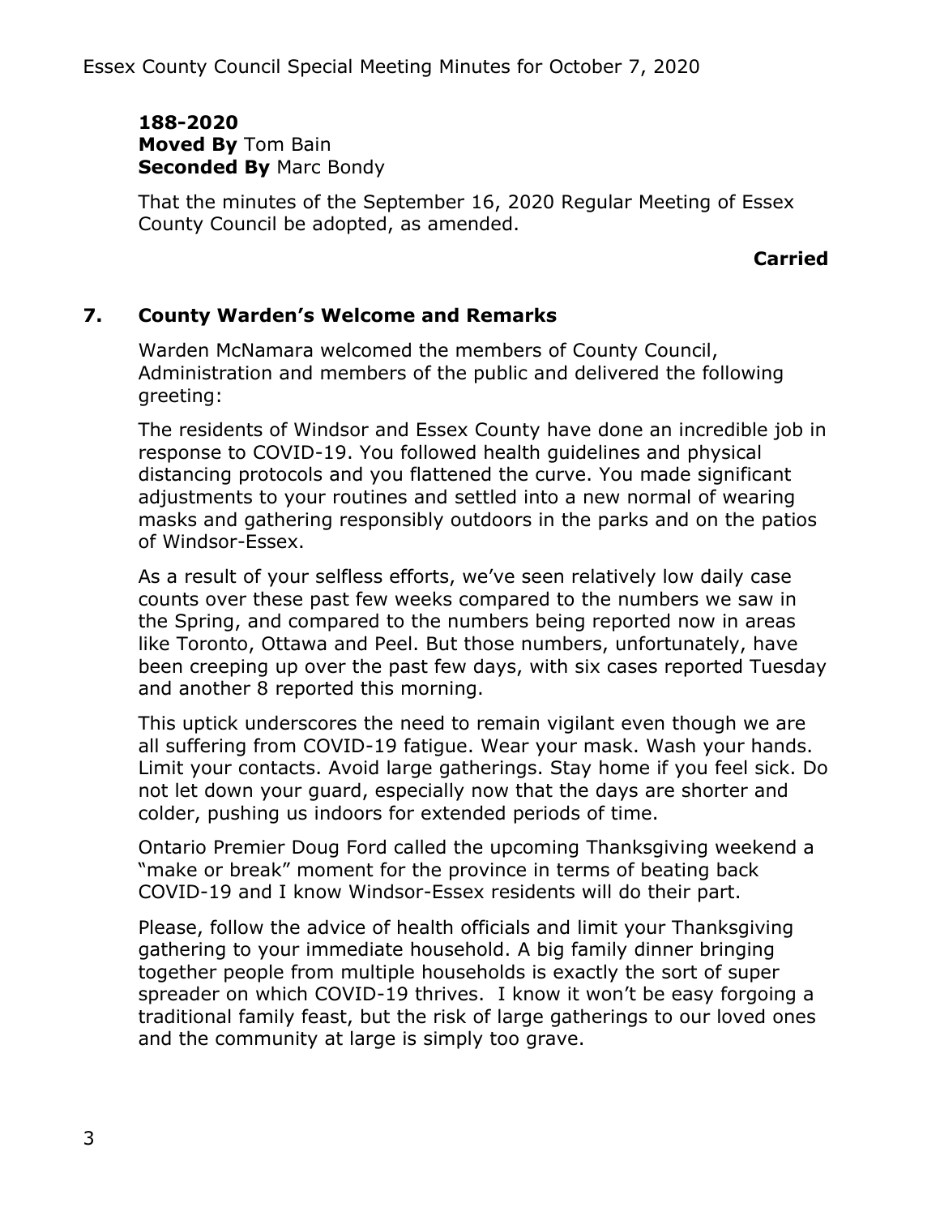**188-2020**
**Moved By** Tom Bain
**Seconded By** Marc Bondy

That the minutes of the September 16, 2020 Regular Meeting of Essex County Council be adopted, as amended.

**Carried**

## 7. County Warden's Welcome and Remarks

Warden McNamara welcomed the members of County Council, Administration and members of the public and delivered the following greeting:

The residents of Windsor and Essex County have done an incredible job in response to COVID-19. You followed health guidelines and physical distancing protocols and you flattened the curve. You made significant adjustments to your routines and settled into a new normal of wearing masks and gathering responsibly outdoors in the parks and on the patios of Windsor-Essex.

As a result of your selfless efforts, we've seen relatively low daily case counts over these past few weeks compared to the numbers we saw in the Spring, and compared to the numbers being reported now in areas like Toronto, Ottawa and Peel. But those numbers, unfortunately, have been creeping up over the past few days, with six cases reported Tuesday and another 8 reported this morning.

This uptick underscores the need to remain vigilant even though we are all suffering from COVID-19 fatigue. Wear your mask. Wash your hands. Limit your contacts. Avoid large gatherings. Stay home if you feel sick. Do not let down your guard, especially now that the days are shorter and colder, pushing us indoors for extended periods of time.

Ontario Premier Doug Ford called the upcoming Thanksgiving weekend a "make or break" moment for the province in terms of beating back COVID-19 and I know Windsor-Essex residents will do their part.

Please, follow the advice of health officials and limit your Thanksgiving gathering to your immediate household. A big family dinner bringing together people from multiple households is exactly the sort of super spreader on which COVID-19 thrives. I know it won't be easy forgoing a traditional family feast, but the risk of large gatherings to our loved ones and the community at large is simply too grave.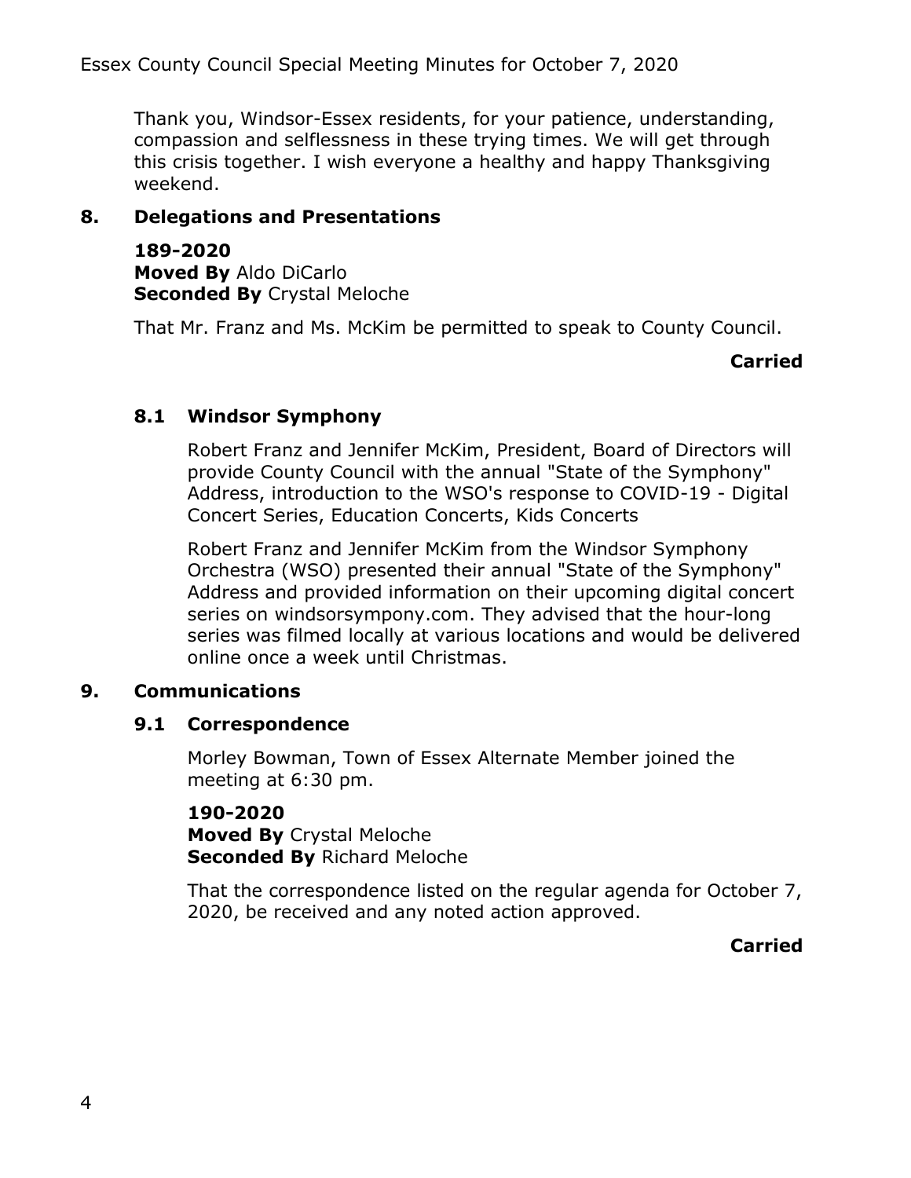Thank you, Windsor-Essex residents, for your patience, understanding, compassion and selflessness in these trying times. We will get through this crisis together. I wish everyone a healthy and happy Thanksgiving weekend.

## 8. Delegations and Presentations

**189-2020**
**Moved By** Aldo DiCarlo
**Seconded By** Crystal Meloche

That Mr. Franz and Ms. McKim be permitted to speak to County Council.

**Carried**

### 8.1 Windsor Symphony

Robert Franz and Jennifer McKim, President, Board of Directors will provide County Council with the annual "State of the Symphony" Address, introduction to the WSO's response to COVID-19 - Digital Concert Series, Education Concerts, Kids Concerts

Robert Franz and Jennifer McKim from the Windsor Symphony Orchestra (WSO) presented their annual "State of the Symphony" Address and provided information on their upcoming digital concert series on windsorsympony.com. They advised that the hour-long series was filmed locally at various locations and would be delivered online once a week until Christmas.

## 9. Communications

### 9.1 Correspondence

Morley Bowman, Town of Essex Alternate Member joined the meeting at 6:30 pm.

**190-2020**
**Moved By** Crystal Meloche
**Seconded By** Richard Meloche

That the correspondence listed on the regular agenda for October 7, 2020, be received and any noted action approved.

**Carried**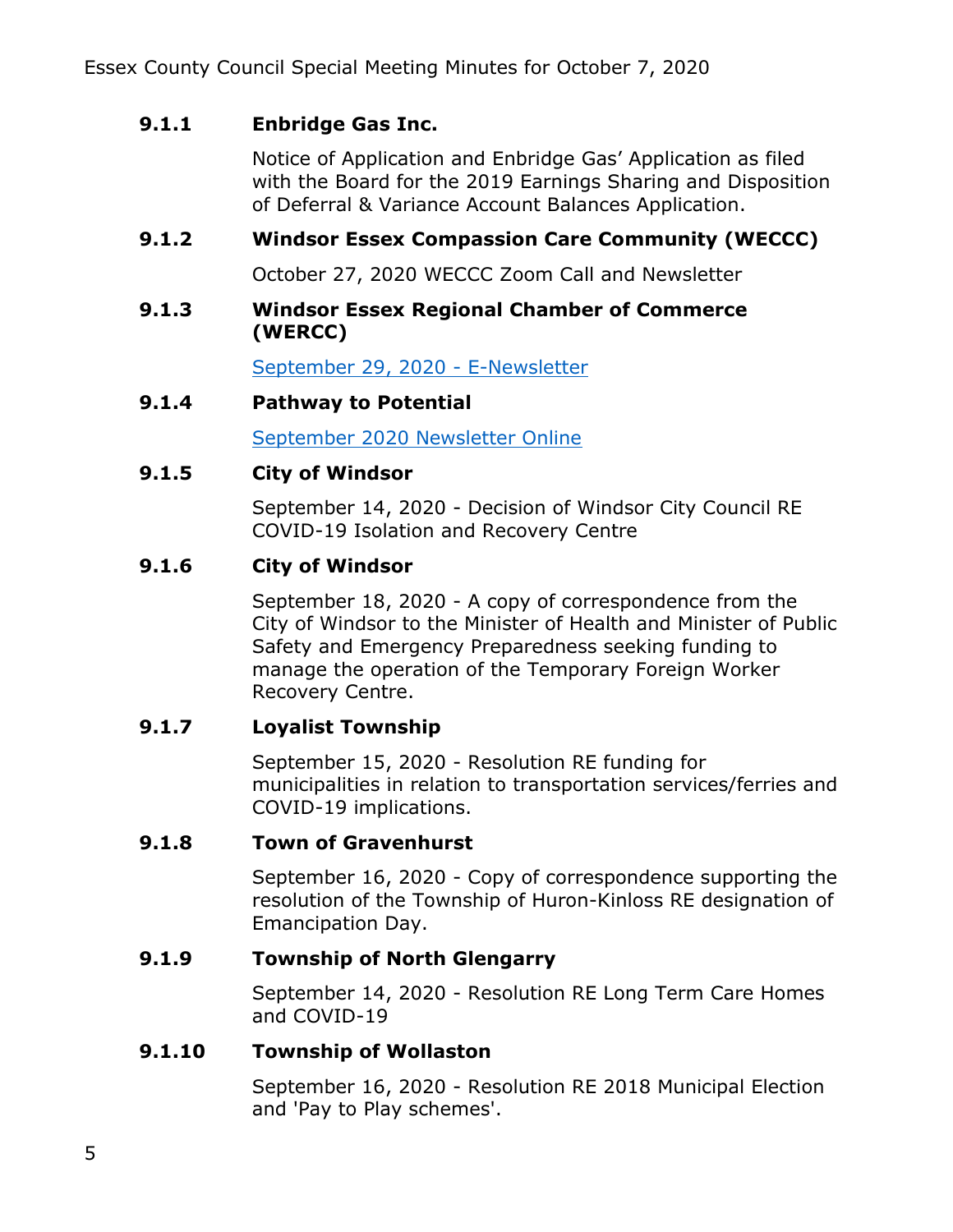### 9.1.1 Enbridge Gas Inc.

Notice of Application and Enbridge Gas' Application as filed with the Board for the 2019 Earnings Sharing and Disposition of Deferral & Variance Account Balances Application.

### 9.1.2 Windsor Essex Compassion Care Community (WECCC)

October 27, 2020 WECCC Zoom Call and Newsletter

### 9.1.3 Windsor Essex Regional Chamber of Commerce (WERCC)

September 29, 2020 - E-Newsletter

### 9.1.4 Pathway to Potential

September 2020 Newsletter Online

### 9.1.5 City of Windsor

September 14, 2020 - Decision of Windsor City Council RE COVID-19 Isolation and Recovery Centre

### 9.1.6 City of Windsor

September 18, 2020 - A copy of correspondence from the City of Windsor to the Minister of Health and Minister of Public Safety and Emergency Preparedness seeking funding to manage the operation of the Temporary Foreign Worker Recovery Centre.

### 9.1.7 Loyalist Township

September 15, 2020 - Resolution RE funding for municipalities in relation to transportation services/ferries and COVID-19 implications.

### 9.1.8 Town of Gravenhurst

September 16, 2020 - Copy of correspondence supporting the resolution of the Township of Huron-Kinloss RE designation of Emancipation Day.

### 9.1.9 Township of North Glengarry

September 14, 2020 - Resolution RE Long Term Care Homes and COVID-19

### 9.1.10 Township of Wollaston

September 16, 2020 - Resolution RE 2018 Municipal Election and 'Pay to Play schemes'.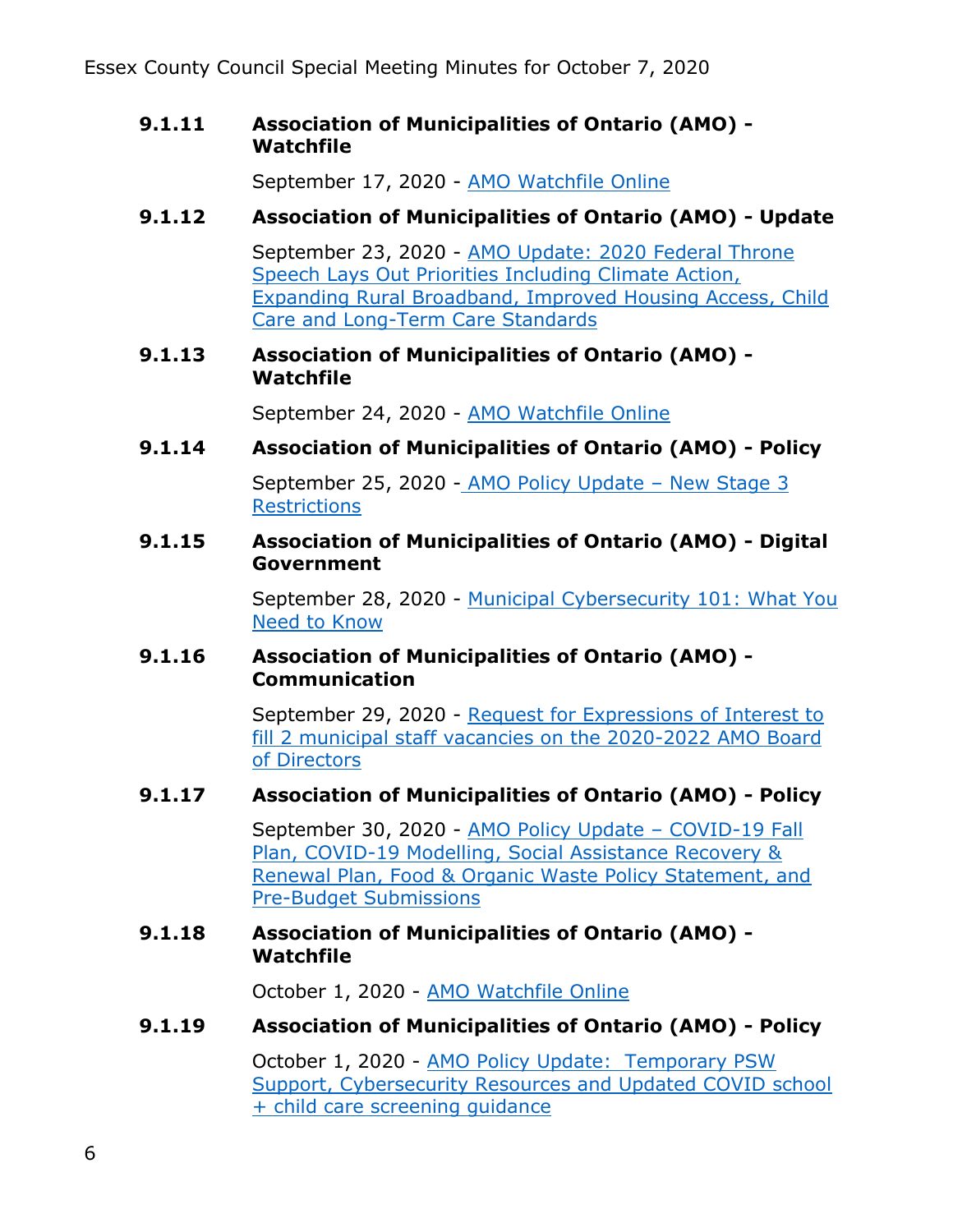### 9.1.11 Association of Municipalities of Ontario (AMO) - Watchfile

September 17, 2020 - AMO Watchfile Online

### 9.1.12 Association of Municipalities of Ontario (AMO) - Update

September 23, 2020 - AMO Update: 2020 Federal Throne Speech Lays Out Priorities Including Climate Action, Expanding Rural Broadband, Improved Housing Access, Child Care and Long-Term Care Standards

### 9.1.13 Association of Municipalities of Ontario (AMO) - Watchfile

September 24, 2020 - AMO Watchfile Online

### 9.1.14 Association of Municipalities of Ontario (AMO) - Policy

September 25, 2020 - AMO Policy Update – New Stage 3 Restrictions

### 9.1.15 Association of Municipalities of Ontario (AMO) - Digital Government

September 28, 2020 - Municipal Cybersecurity 101: What You Need to Know

### 9.1.16 Association of Municipalities of Ontario (AMO) - Communication

September 29, 2020 - Request for Expressions of Interest to fill 2 municipal staff vacancies on the 2020-2022 AMO Board of Directors

### 9.1.17 Association of Municipalities of Ontario (AMO) - Policy

September 30, 2020 - AMO Policy Update – COVID-19 Fall Plan, COVID-19 Modelling, Social Assistance Recovery & Renewal Plan, Food & Organic Waste Policy Statement, and Pre-Budget Submissions

### 9.1.18 Association of Municipalities of Ontario (AMO) - Watchfile

October 1, 2020 - AMO Watchfile Online

### 9.1.19 Association of Municipalities of Ontario (AMO) - Policy

October 1, 2020 - AMO Policy Update: Temporary PSW Support, Cybersecurity Resources and Updated COVID school + child care screening guidance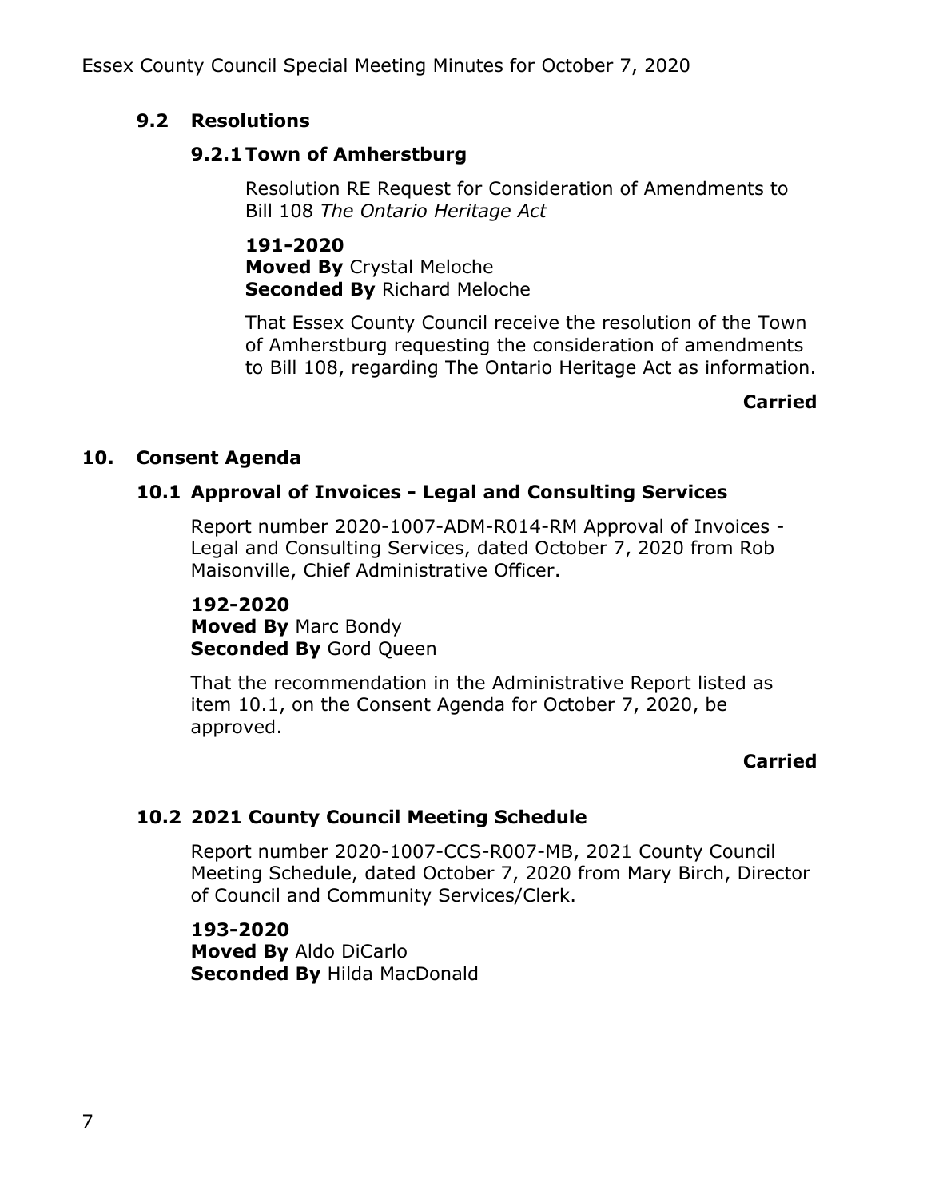### 9.2 Resolutions

#### 9.2.1 Town of Amherstburg

Resolution RE Request for Consideration of Amendments to Bill 108 *The Ontario Heritage Act*

**191-2020**
**Moved By** Crystal Meloche
**Seconded By** Richard Meloche

That Essex County Council receive the resolution of the Town of Amherstburg requesting the consideration of amendments to Bill 108, regarding The Ontario Heritage Act as information.

**Carried**

## 10. Consent Agenda

### 10.1 Approval of Invoices - Legal and Consulting Services

Report number 2020-1007-ADM-R014-RM Approval of Invoices - Legal and Consulting Services, dated October 7, 2020 from Rob Maisonville, Chief Administrative Officer.

**192-2020**
**Moved By** Marc Bondy
**Seconded By** Gord Queen

That the recommendation in the Administrative Report listed as item 10.1, on the Consent Agenda for October 7, 2020, be approved.

**Carried**

### 10.2 2021 County Council Meeting Schedule

Report number 2020-1007-CCS-R007-MB, 2021 County Council Meeting Schedule, dated October 7, 2020 from Mary Birch, Director of Council and Community Services/Clerk.

**193-2020**
**Moved By** Aldo DiCarlo
**Seconded By** Hilda MacDonald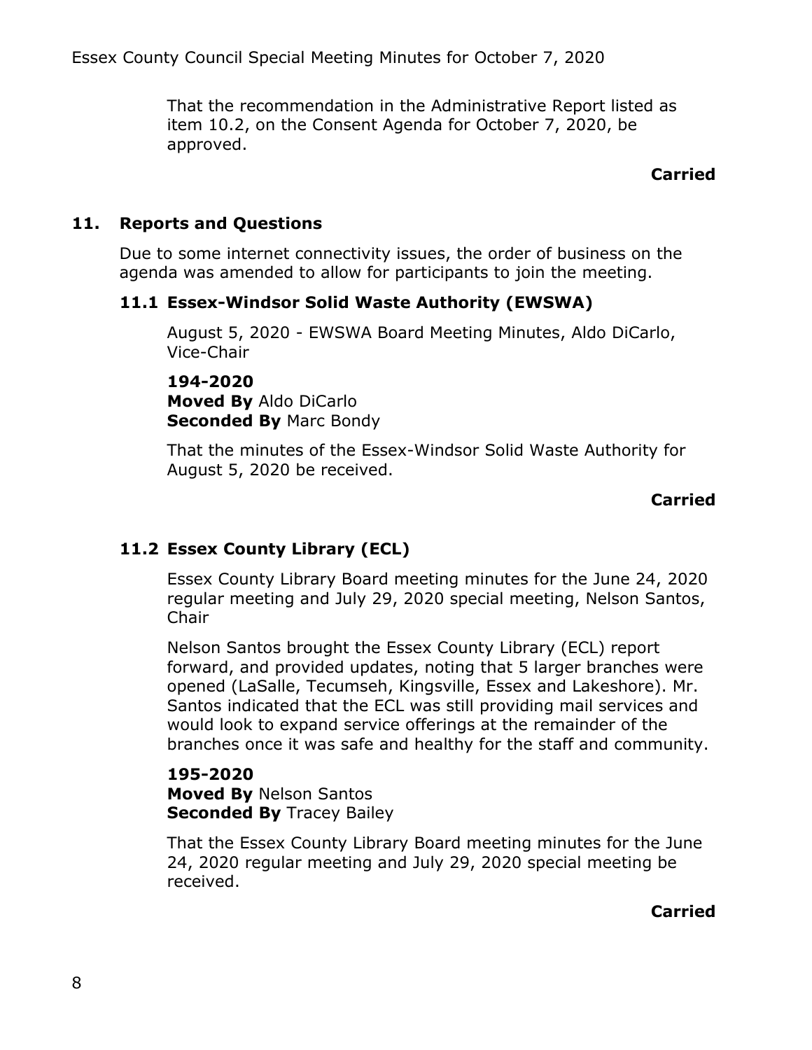That the recommendation in the Administrative Report listed as item 10.2, on the Consent Agenda for October 7, 2020, be approved.

**Carried**

## 11. Reports and Questions

Due to some internet connectivity issues, the order of business on the agenda was amended to allow for participants to join the meeting.

### 11.1 Essex-Windsor Solid Waste Authority (EWSWA)

August 5, 2020 - EWSWA Board Meeting Minutes, Aldo DiCarlo, Vice-Chair

**194-2020**
**Moved By** Aldo DiCarlo
**Seconded By** Marc Bondy

That the minutes of the Essex-Windsor Solid Waste Authority for August 5, 2020 be received.

**Carried**

### 11.2 Essex County Library (ECL)

Essex County Library Board meeting minutes for the June 24, 2020 regular meeting and July 29, 2020 special meeting, Nelson Santos, Chair

Nelson Santos brought the Essex County Library (ECL) report forward, and provided updates, noting that 5 larger branches were opened (LaSalle, Tecumseh, Kingsville, Essex and Lakeshore). Mr. Santos indicated that the ECL was still providing mail services and would look to expand service offerings at the remainder of the branches once it was safe and healthy for the staff and community.

**195-2020**
**Moved By** Nelson Santos
**Seconded By** Tracey Bailey

That the Essex County Library Board meeting minutes for the June 24, 2020 regular meeting and July 29, 2020 special meeting be received.

**Carried**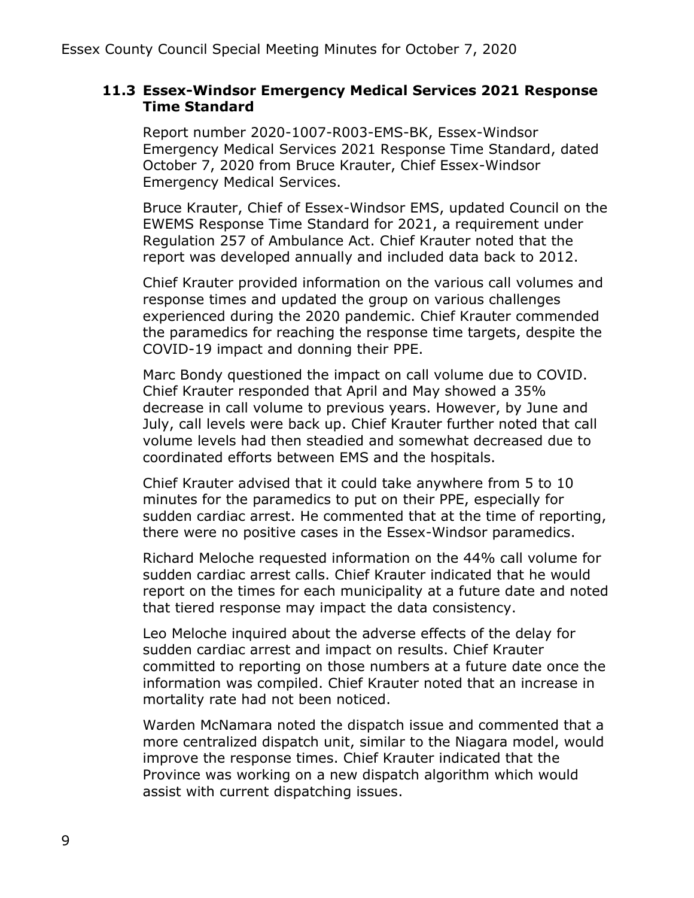### 11.3 Essex-Windsor Emergency Medical Services 2021 Response Time Standard

Report number 2020-1007-R003-EMS-BK, Essex-Windsor Emergency Medical Services 2021 Response Time Standard, dated October 7, 2020 from Bruce Krauter, Chief Essex-Windsor Emergency Medical Services.

Bruce Krauter, Chief of Essex-Windsor EMS, updated Council on the EWEMS Response Time Standard for 2021, a requirement under Regulation 257 of Ambulance Act. Chief Krauter noted that the report was developed annually and included data back to 2012.

Chief Krauter provided information on the various call volumes and response times and updated the group on various challenges experienced during the 2020 pandemic. Chief Krauter commended the paramedics for reaching the response time targets, despite the COVID-19 impact and donning their PPE.

Marc Bondy questioned the impact on call volume due to COVID. Chief Krauter responded that April and May showed a 35% decrease in call volume to previous years. However, by June and July, call levels were back up. Chief Krauter further noted that call volume levels had then steadied and somewhat decreased due to coordinated efforts between EMS and the hospitals.

Chief Krauter advised that it could take anywhere from 5 to 10 minutes for the paramedics to put on their PPE, especially for sudden cardiac arrest. He commented that at the time of reporting, there were no positive cases in the Essex-Windsor paramedics.

Richard Meloche requested information on the 44% call volume for sudden cardiac arrest calls. Chief Krauter indicated that he would report on the times for each municipality at a future date and noted that tiered response may impact the data consistency.

Leo Meloche inquired about the adverse effects of the delay for sudden cardiac arrest and impact on results. Chief Krauter committed to reporting on those numbers at a future date once the information was compiled. Chief Krauter noted that an increase in mortality rate had not been noticed.

Warden McNamara noted the dispatch issue and commented that a more centralized dispatch unit, similar to the Niagara model, would improve the response times. Chief Krauter indicated that the Province was working on a new dispatch algorithm which would assist with current dispatching issues.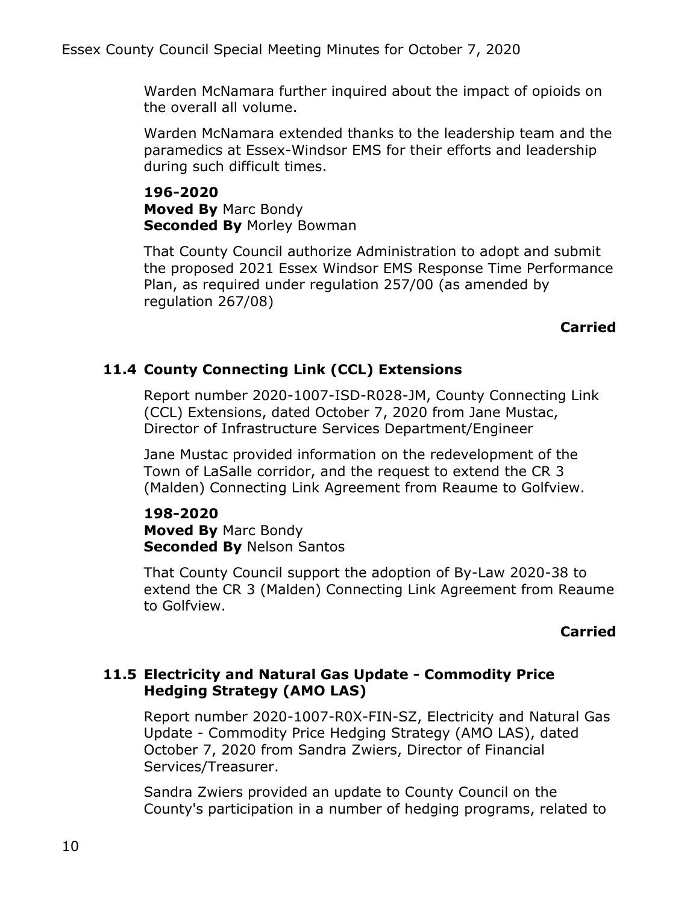Warden McNamara further inquired about the impact of opioids on the overall all volume.

Warden McNamara extended thanks to the leadership team and the paramedics at Essex-Windsor EMS for their efforts and leadership during such difficult times.

**196-2020**
**Moved By** Marc Bondy
**Seconded By** Morley Bowman

That County Council authorize Administration to adopt and submit the proposed 2021 Essex Windsor EMS Response Time Performance Plan, as required under regulation 257/00 (as amended by regulation 267/08)

**Carried**

### 11.4 County Connecting Link (CCL) Extensions

Report number 2020-1007-ISD-R028-JM, County Connecting Link (CCL) Extensions, dated October 7, 2020 from Jane Mustac, Director of Infrastructure Services Department/Engineer

Jane Mustac provided information on the redevelopment of the Town of LaSalle corridor, and the request to extend the CR 3 (Malden) Connecting Link Agreement from Reaume to Golfview.

**198-2020**
**Moved By** Marc Bondy
**Seconded By** Nelson Santos

That County Council support the adoption of By-Law 2020-38 to extend the CR 3 (Malden) Connecting Link Agreement from Reaume to Golfview.

**Carried**

### 11.5 Electricity and Natural Gas Update - Commodity Price Hedging Strategy (AMO LAS)

Report number 2020-1007-R0X-FIN-SZ, Electricity and Natural Gas Update - Commodity Price Hedging Strategy (AMO LAS), dated October 7, 2020 from Sandra Zwiers, Director of Financial Services/Treasurer.

Sandra Zwiers provided an update to County Council on the County's participation in a number of hedging programs, related to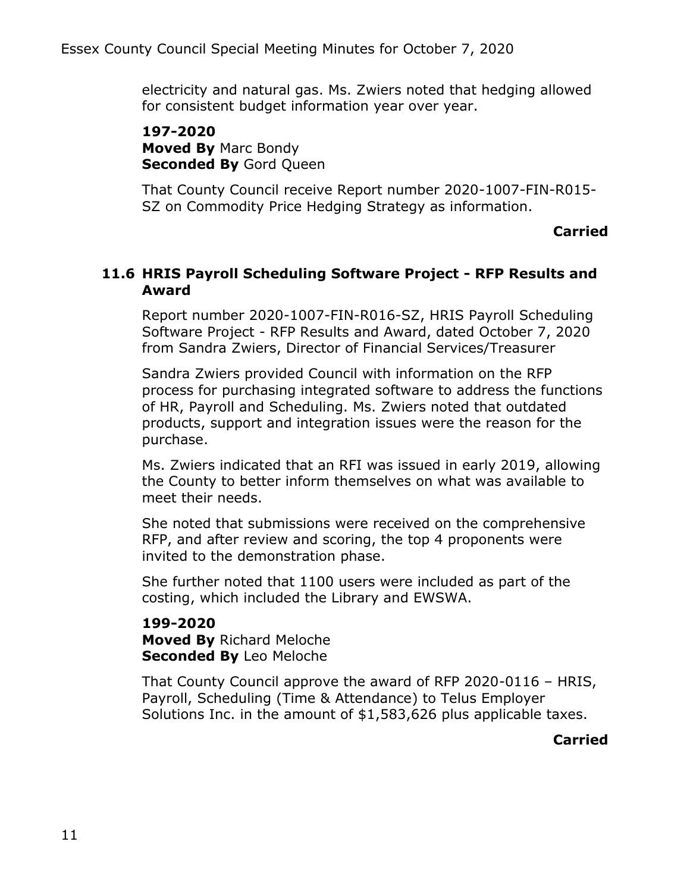electricity and natural gas. Ms. Zwiers noted that hedging allowed for consistent budget information year over year.

**197-2020**
**Moved By** Marc Bondy
**Seconded By** Gord Queen

That County Council receive Report number 2020-1007-FIN-R015-SZ on Commodity Price Hedging Strategy as information.

**Carried**

### 11.6 HRIS Payroll Scheduling Software Project - RFP Results and Award

Report number 2020-1007-FIN-R016-SZ, HRIS Payroll Scheduling Software Project - RFP Results and Award, dated October 7, 2020 from Sandra Zwiers, Director of Financial Services/Treasurer

Sandra Zwiers provided Council with information on the RFP process for purchasing integrated software to address the functions of HR, Payroll and Scheduling. Ms. Zwiers noted that outdated products, support and integration issues were the reason for the purchase.

Ms. Zwiers indicated that an RFI was issued in early 2019, allowing the County to better inform themselves on what was available to meet their needs.

She noted that submissions were received on the comprehensive RFP, and after review and scoring, the top 4 proponents were invited to the demonstration phase.

She further noted that 1100 users were included as part of the costing, which included the Library and EWSWA.

**199-2020**
**Moved By** Richard Meloche
**Seconded By** Leo Meloche

That County Council approve the award of RFP 2020-0116 – HRIS, Payroll, Scheduling (Time & Attendance) to Telus Employer Solutions Inc. in the amount of $1,583,626 plus applicable taxes.

**Carried**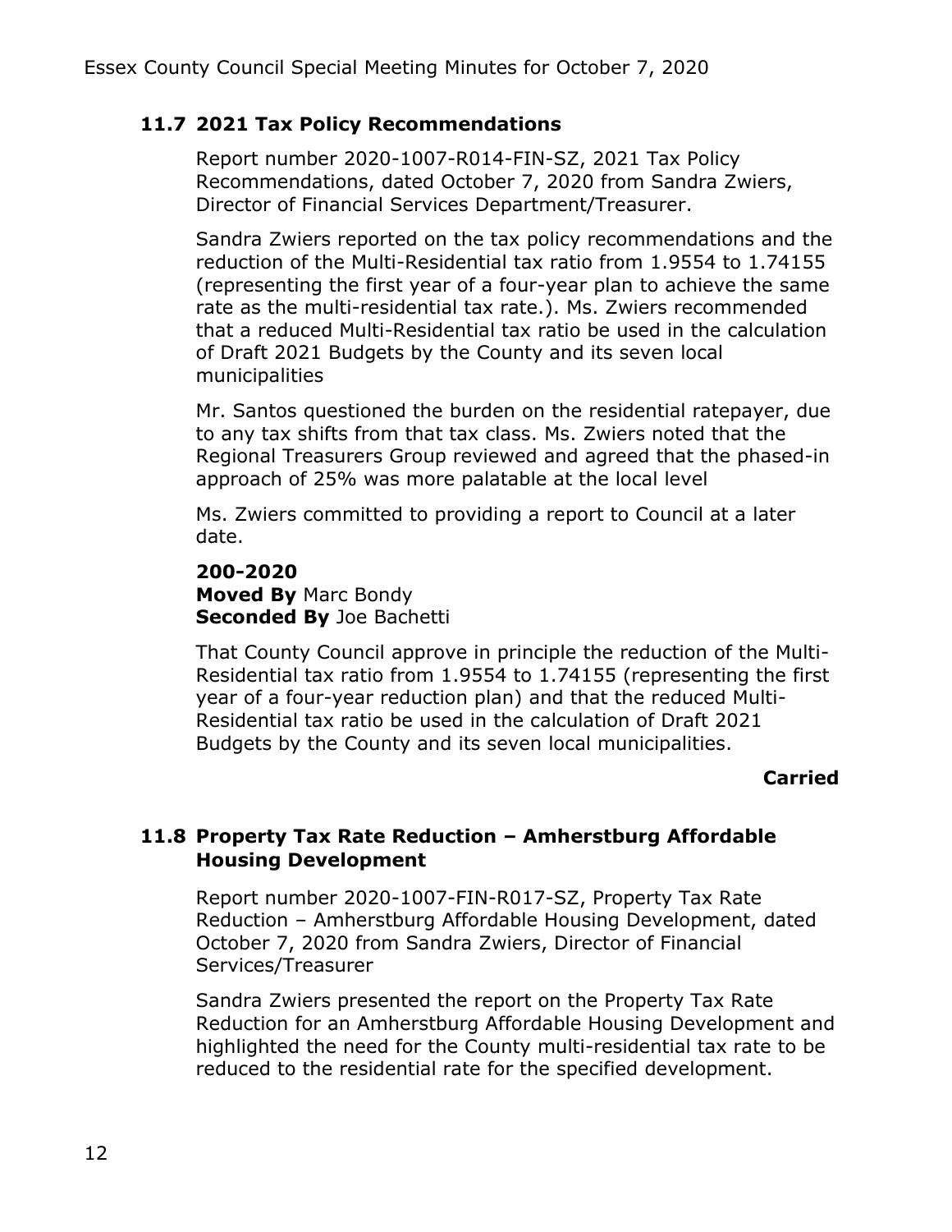### 11.7 2021 Tax Policy Recommendations

Report number 2020-1007-R014-FIN-SZ, 2021 Tax Policy Recommendations, dated October 7, 2020 from Sandra Zwiers, Director of Financial Services Department/Treasurer.

Sandra Zwiers reported on the tax policy recommendations and the reduction of the Multi-Residential tax ratio from 1.9554 to 1.74155 (representing the first year of a four-year plan to achieve the same rate as the multi-residential tax rate.). Ms. Zwiers recommended that a reduced Multi-Residential tax ratio be used in the calculation of Draft 2021 Budgets by the County and its seven local municipalities

Mr. Santos questioned the burden on the residential ratepayer, due to any tax shifts from that tax class. Ms. Zwiers noted that the Regional Treasurers Group reviewed and agreed that the phased-in approach of 25% was more palatable at the local level

Ms. Zwiers committed to providing a report to Council at a later date.

**200-2020**
**Moved By** Marc Bondy
**Seconded By** Joe Bachetti

That County Council approve in principle the reduction of the Multi-Residential tax ratio from 1.9554 to 1.74155 (representing the first year of a four-year reduction plan) and that the reduced Multi-Residential tax ratio be used in the calculation of Draft 2021 Budgets by the County and its seven local municipalities.

**Carried**

### 11.8 Property Tax Rate Reduction – Amherstburg Affordable Housing Development

Report number 2020-1007-FIN-R017-SZ, Property Tax Rate Reduction – Amherstburg Affordable Housing Development, dated October 7, 2020 from Sandra Zwiers, Director of Financial Services/Treasurer

Sandra Zwiers presented the report on the Property Tax Rate Reduction for an Amherstburg Affordable Housing Development and highlighted the need for the County multi-residential tax rate to be reduced to the residential rate for the specified development.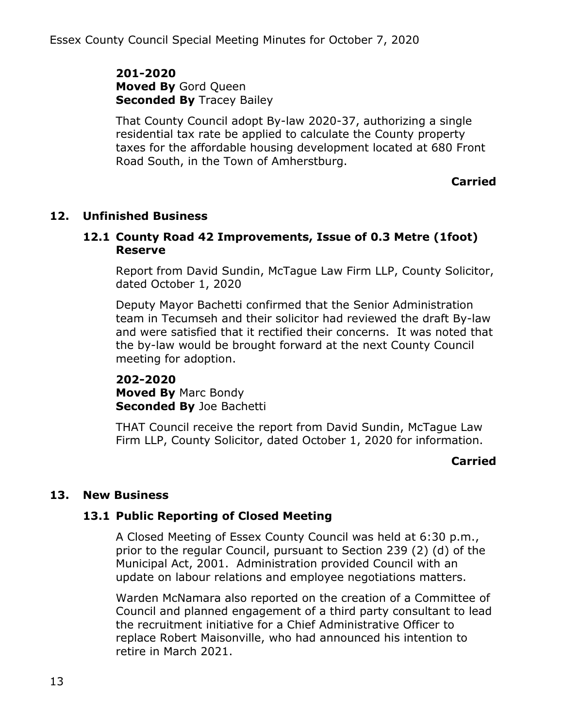**201-2020**
**Moved By** Gord Queen
**Seconded By** Tracey Bailey

That County Council adopt By-law 2020-37, authorizing a single residential tax rate be applied to calculate the County property taxes for the affordable housing development located at 680 Front Road South, in the Town of Amherstburg.

**Carried**

## 12. Unfinished Business

### 12.1 County Road 42 Improvements, Issue of 0.3 Metre (1foot) Reserve

Report from David Sundin, McTague Law Firm LLP, County Solicitor, dated October 1, 2020

Deputy Mayor Bachetti confirmed that the Senior Administration team in Tecumseh and their solicitor had reviewed the draft By-law and were satisfied that it rectified their concerns. It was noted that the by-law would be brought forward at the next County Council meeting for adoption.

**202-2020**
**Moved By** Marc Bondy
**Seconded By** Joe Bachetti

THAT Council receive the report from David Sundin, McTague Law Firm LLP, County Solicitor, dated October 1, 2020 for information.

**Carried**

## 13. New Business

### 13.1 Public Reporting of Closed Meeting

A Closed Meeting of Essex County Council was held at 6:30 p.m., prior to the regular Council, pursuant to Section 239 (2) (d) of the Municipal Act, 2001. Administration provided Council with an update on labour relations and employee negotiations matters.

Warden McNamara also reported on the creation of a Committee of Council and planned engagement of a third party consultant to lead the recruitment initiative for a Chief Administrative Officer to replace Robert Maisonville, who had announced his intention to retire in March 2021.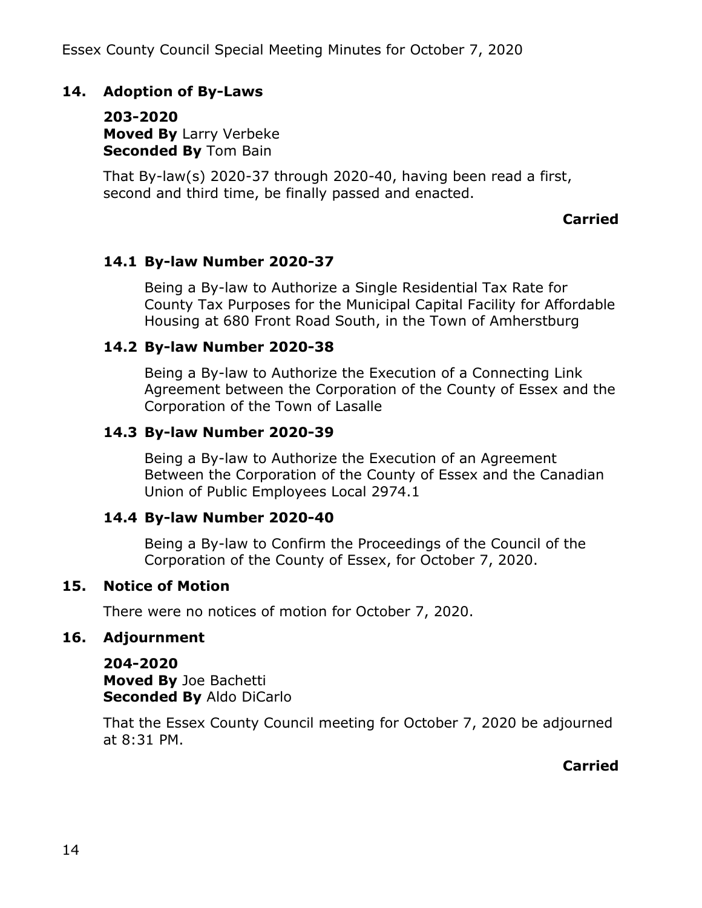## 14. Adoption of By-Laws

**203-2020**
**Moved By** Larry Verbeke
**Seconded By** Tom Bain

That By-law(s) 2020-37 through 2020-40, having been read a first, second and third time, be finally passed and enacted.

**Carried**

### 14.1 By-law Number 2020-37

Being a By-law to Authorize a Single Residential Tax Rate for County Tax Purposes for the Municipal Capital Facility for Affordable Housing at 680 Front Road South, in the Town of Amherstburg

### 14.2 By-law Number 2020-38

Being a By-law to Authorize the Execution of a Connecting Link Agreement between the Corporation of the County of Essex and the Corporation of the Town of Lasalle

### 14.3 By-law Number 2020-39

Being a By-law to Authorize the Execution of an Agreement Between the Corporation of the County of Essex and the Canadian Union of Public Employees Local 2974.1

### 14.4 By-law Number 2020-40

Being a By-law to Confirm the Proceedings of the Council of the Corporation of the County of Essex, for October 7, 2020.

## 15. Notice of Motion

There were no notices of motion for October 7, 2020.

## 16. Adjournment

**204-2020**
**Moved By** Joe Bachetti
**Seconded By** Aldo DiCarlo

That the Essex County Council meeting for October 7, 2020 be adjourned at 8:31 PM.

**Carried**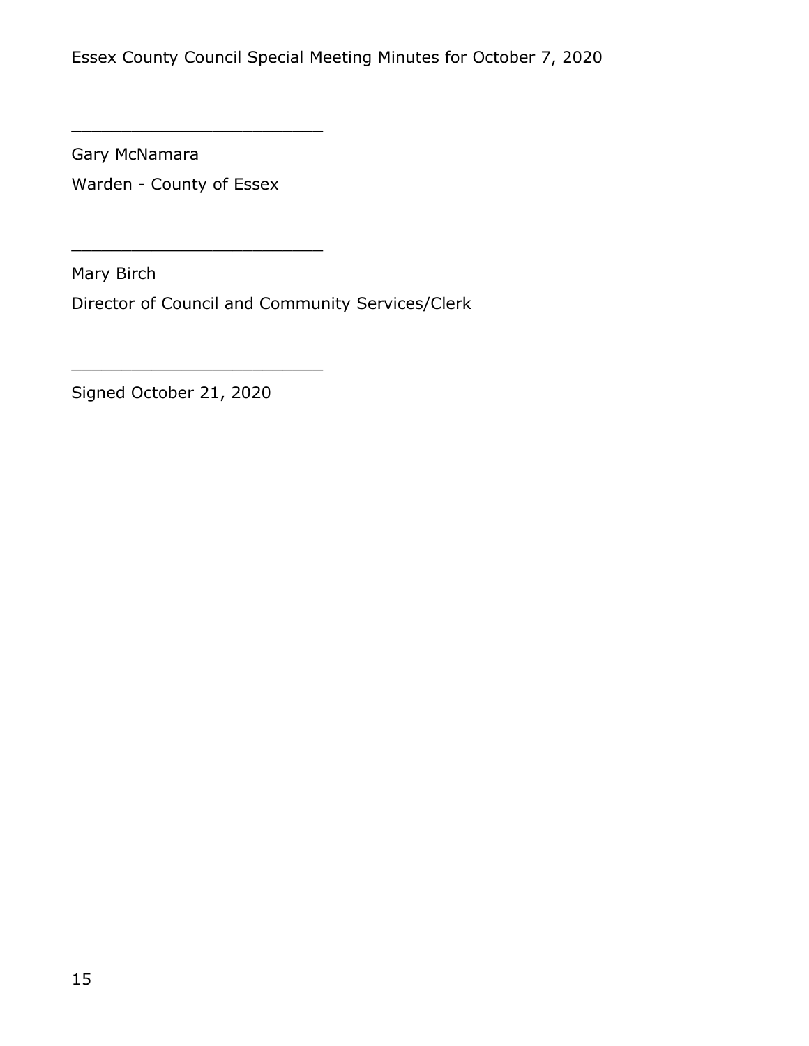_________________________

Gary McNamara

Warden - County of Essex

_________________________

Mary Birch

Director of Council and Community Services/Clerk

_________________________

Signed October 21, 2020